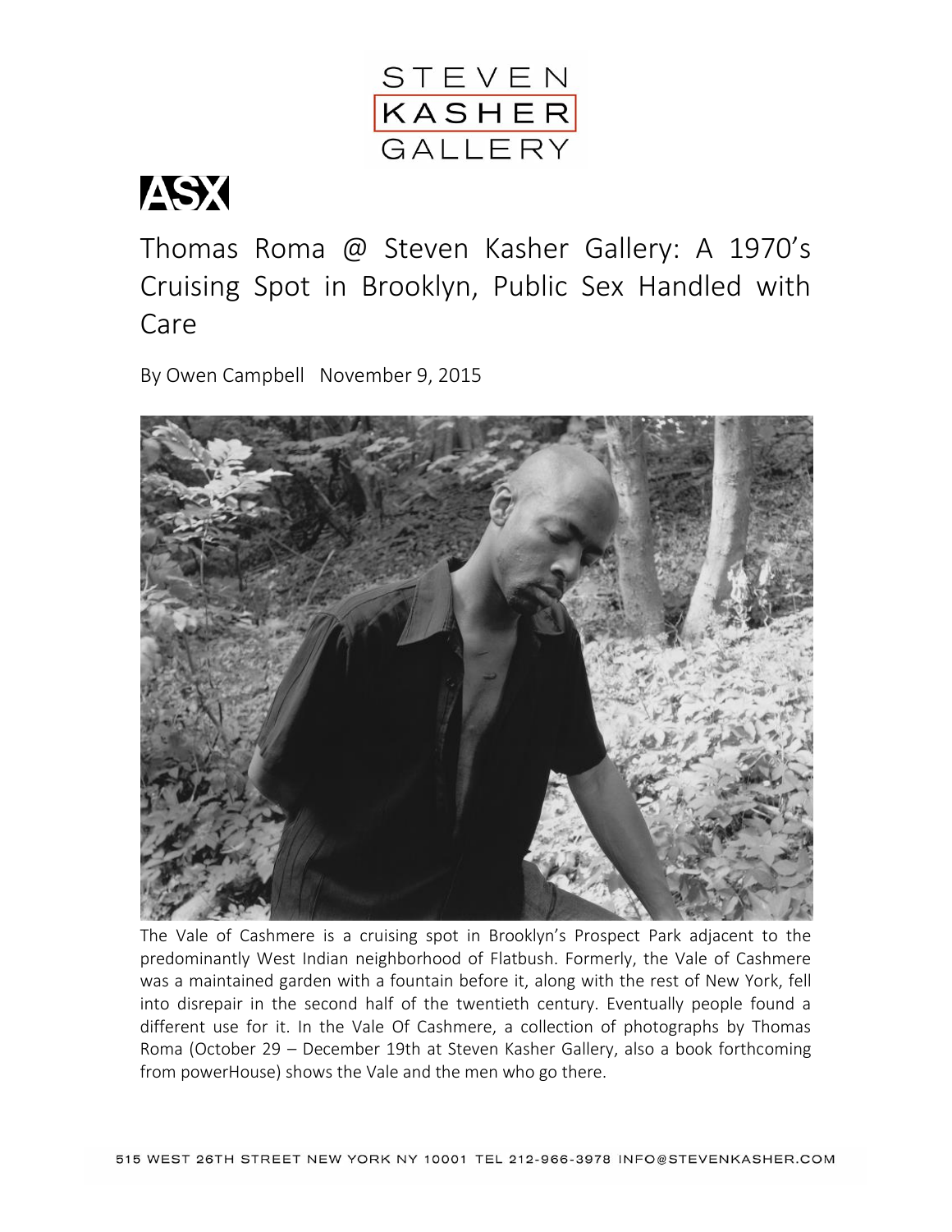STEVEN KASHER GALLERY

**ASX**

# Thomas Roma @ Steven Kasher Gallery: A 1970's Cruising Spot in Brooklyn, Public Sex Handled with Care

By Owen Campbell November 9, 2015

The Vale of Cashmere is a cruising spot in Brooklyn's Prospect Park adjacent to the predominantly West Indian neighborhood of Flatbush. Formerly, the Vale of Cashmere was a maintained garden with a fountain before it, along with the rest of New York, fell into disrepair in the second half of the twentieth century. Eventually people found a different use for it. In the Vale Of Cashmere, a collection of photographs by Thomas Roma (October 29 – December 19th at Steven Kasher Gallery, also a book forthcoming from powerHouse) shows the Vale and the men who go there.

515 WEST 26TH STREET NEW YORK NY 10001 TEL 212-966-3978 INFO@STEVENKASHER.COM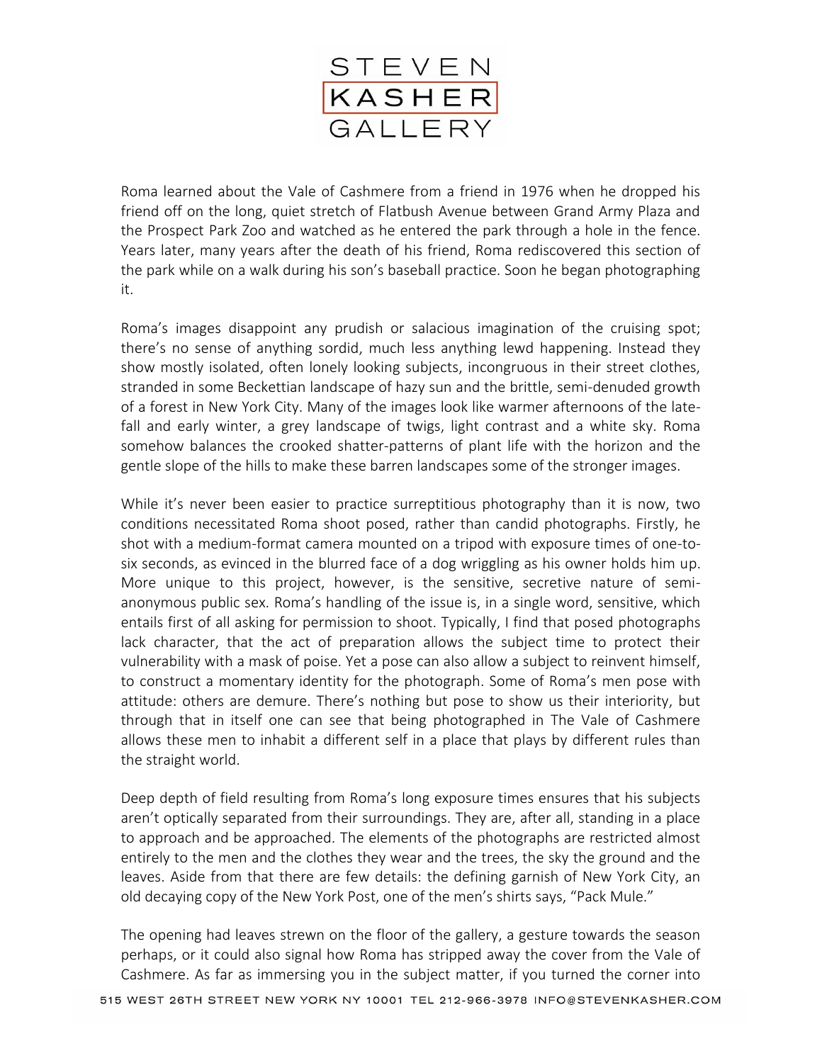Roma learned about the Vale of Cashmere from a friend in 1976 when he dropped his friend off on the long, quiet stretch of Flatbush Avenue between Grand Army Plaza and the Prospect Park Zoo and watched as he entered the park through a hole in the fence. Years later, many years after the death of his friend, Roma rediscovered this section of the park while on a walk during his son's baseball practice. Soon he began photographing it.

Roma's images disappoint any prudish or salacious imagination of the cruising spot; there's no sense of anything sordid, much less anything lewd happening. Instead they show mostly isolated, often lonely looking subjects, incongruous in their street clothes, stranded in some Beckettian landscape of hazy sun and the brittle, semi-denuded growth of a forest in New York City. Many of the images look like warmer afternoons of the late-fall and early winter, a grey landscape of twigs, light contrast and a white sky. Roma somehow balances the crooked shatter-patterns of plant life with the horizon and the gentle slope of the hills to make these barren landscapes some of the stronger images.

While it's never been easier to practice surreptitious photography than it is now, two conditions necessitated Roma shoot posed, rather than candid photographs. Firstly, he shot with a medium-format camera mounted on a tripod with exposure times of one-to-six seconds, as evinced in the blurred face of a dog wriggling as his owner holds him up. More unique to this project, however, is the sensitive, secretive nature of semi-anonymous public sex. Roma's handling of the issue is, in a single word, sensitive, which entails first of all asking for permission to shoot. Typically, I find that posed photographs lack character, that the act of preparation allows the subject time to protect their vulnerability with a mask of poise. Yet a pose can also allow a subject to reinvent himself, to construct a momentary identity for the photograph. Some of Roma's men pose with attitude: others are demure. There's nothing but pose to show us their interiority, but through that in itself one can see that being photographed in The Vale of Cashmere allows these men to inhabit a different self in a place that plays by different rules than the straight world.

Deep depth of field resulting from Roma's long exposure times ensures that his subjects aren't optically separated from their surroundings. They are, after all, standing in a place to approach and be approached. The elements of the photographs are restricted almost entirely to the men and the clothes they wear and the trees, the sky the ground and the leaves. Aside from that there are few details: the defining garnish of New York City, an old decaying copy of the New York Post, one of the men's shirts says, "Pack Mule."

The opening had leaves strewn on the floor of the gallery, a gesture towards the season perhaps, or it could also signal how Roma has stripped away the cover from the Vale of Cashmere. As far as immersing you in the subject matter, if you turned the corner into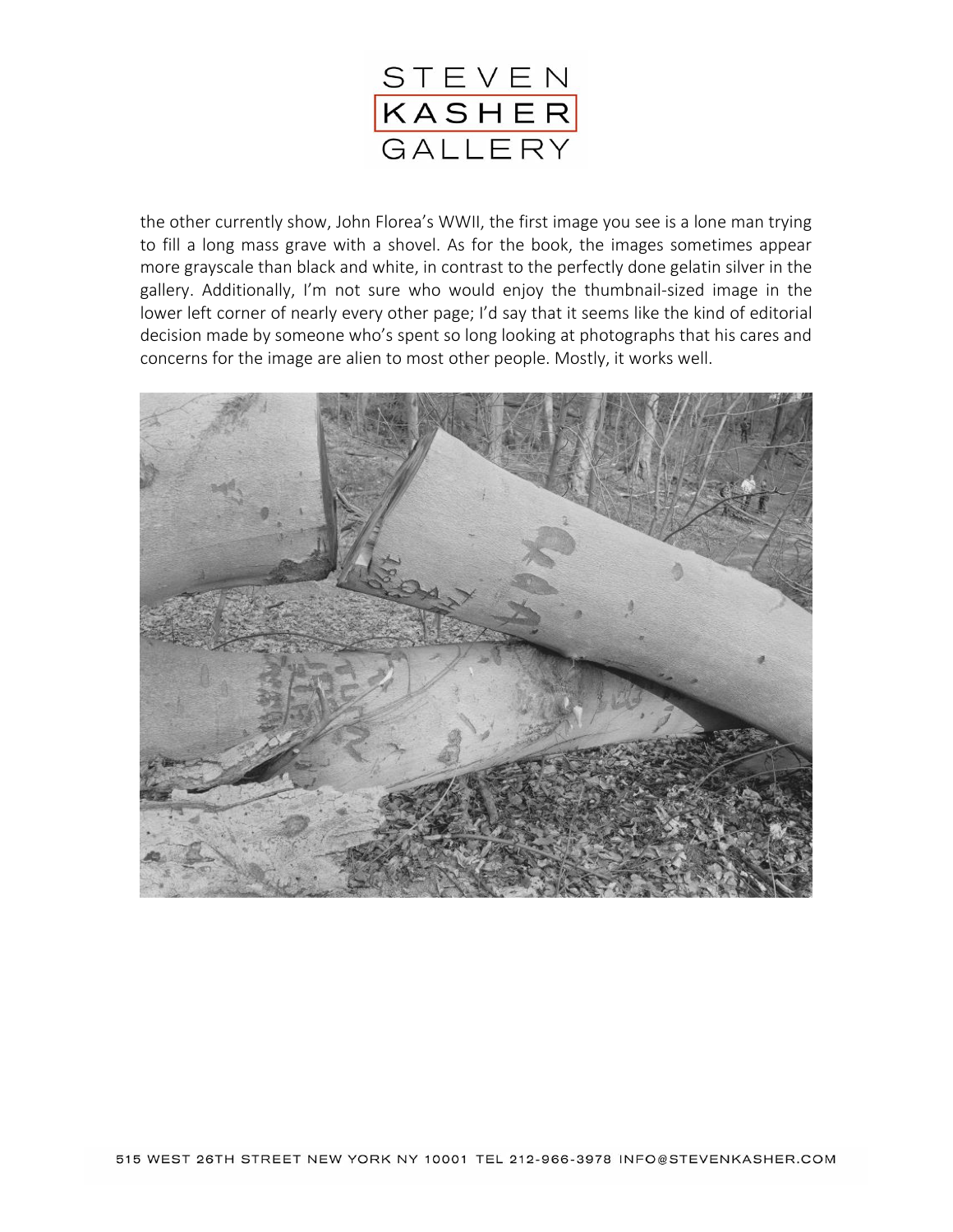the other currently show, John Florea's WWII, the first image you see is a lone man trying to fill a long mass grave with a shovel. As for the book, the images sometimes appear more grayscale than black and white, in contrast to the perfectly done gelatin silver in the gallery. Additionally, I'm not sure who would enjoy the thumbnail-sized image in the lower left corner of nearly every other page; I'd say that it seems like the kind of editorial decision made by someone who's spent so long looking at photographs that his cares and concerns for the image are alien to most other people. Mostly, it works well.